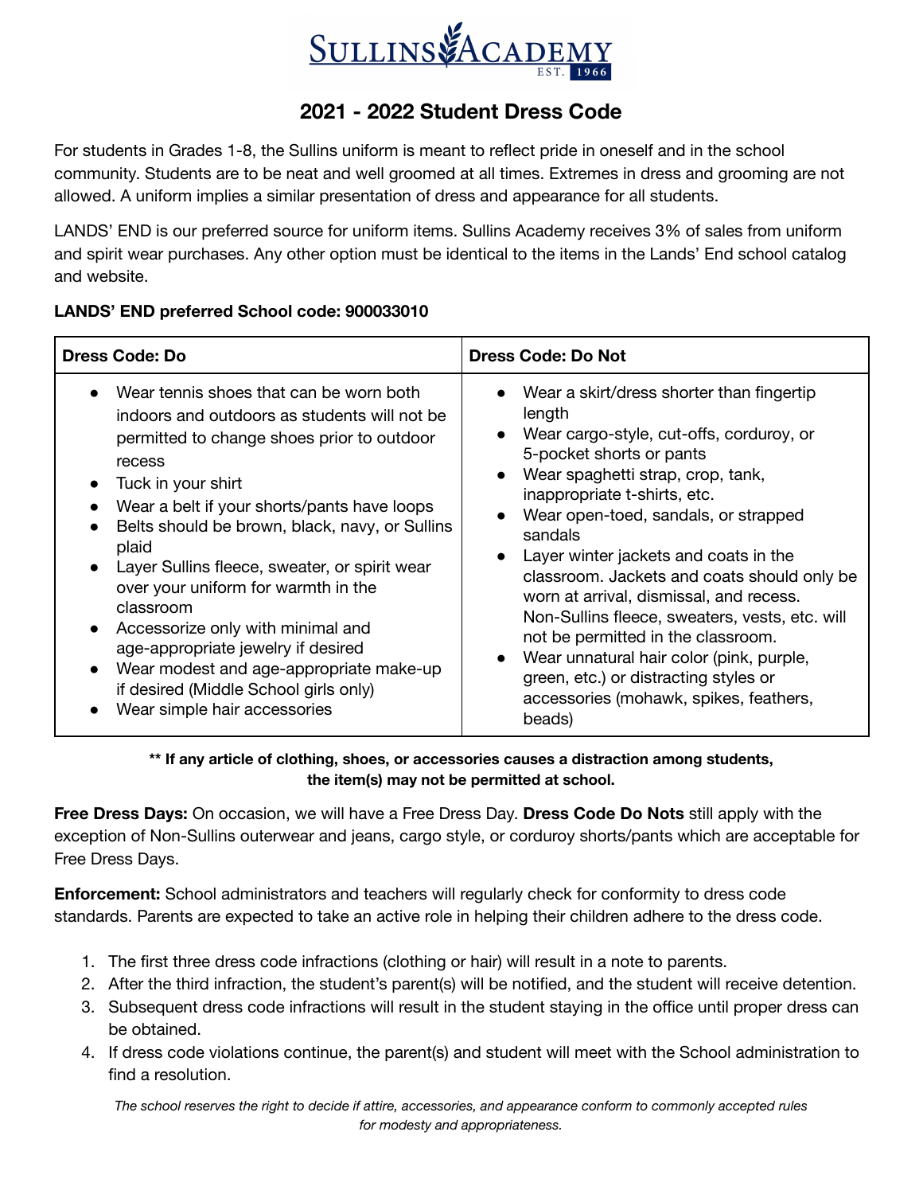# SULLINS ACADEMY

EST. 1966

## 2021 - 2022 Student Dress Code

For students in Grades 1-8, the Sullins uniform is meant to reflect pride in oneself and in the school community. Students are to be neat and well groomed at all times. Extremes in dress and grooming are not allowed. A uniform implies a similar presentation of dress and appearance for all students.

LANDS' END is our preferred source for uniform items. Sullins Academy receives 3% of sales from uniform and spirit wear purchases. Any other option must be identical to the items in the Lands' End school catalog and website.

**LANDS' END preferred School code: 900033010**

| Dress Code: Do | Dress Code: Do Not |
|---|---|
| • Wear tennis shoes that can be worn both indoors and outdoors as students will not be permitted to change shoes prior to outdoor recess<br>• Tuck in your shirt<br>• Wear a belt if your shorts/pants have loops<br>• Belts should be brown, black, navy, or Sullins plaid<br>• Layer Sullins fleece, sweater, or spirit wear over your uniform for warmth in the classroom<br>• Accessorize only with minimal and age-appropriate jewelry if desired<br>• Wear modest and age-appropriate make-up if desired (Middle School girls only)<br>• Wear simple hair accessories | • Wear a skirt/dress shorter than fingertip length<br>• Wear cargo-style, cut-offs, corduroy, or 5-pocket shorts or pants<br>• Wear spaghetti strap, crop, tank, inappropriate t-shirts, etc.<br>• Wear open-toed, sandals, or strapped sandals<br>• Layer winter jackets and coats in the classroom. Jackets and coats should only be worn at arrival, dismissal, and recess. Non-Sullins fleece, sweaters, vests, etc. will not be permitted in the classroom.<br>• Wear unnatural hair color (pink, purple, green, etc.) or distracting styles or accessories (mohawk, spikes, feathers, beads) |

**** If any article of clothing, shoes, or accessories causes a distraction among students, the item(s) may not be permitted at school.**

**Free Dress Days:** On occasion, we will have a Free Dress Day. **Dress Code Do Nots** still apply with the exception of Non-Sullins outerwear and jeans, cargo style, or corduroy shorts/pants which are acceptable for Free Dress Days.

**Enforcement:** School administrators and teachers will regularly check for conformity to dress code standards. Parents are expected to take an active role in helping their children adhere to the dress code.

1. The first three dress code infractions (clothing or hair) will result in a note to parents.
2. After the third infraction, the student's parent(s) will be notified, and the student will receive detention.
3. Subsequent dress code infractions will result in the student staying in the office until proper dress can be obtained.
4. If dress code violations continue, the parent(s) and student will meet with the School administration to find a resolution.

*The school reserves the right to decide if attire, accessories, and appearance conform to commonly accepted rules for modesty and appropriateness.*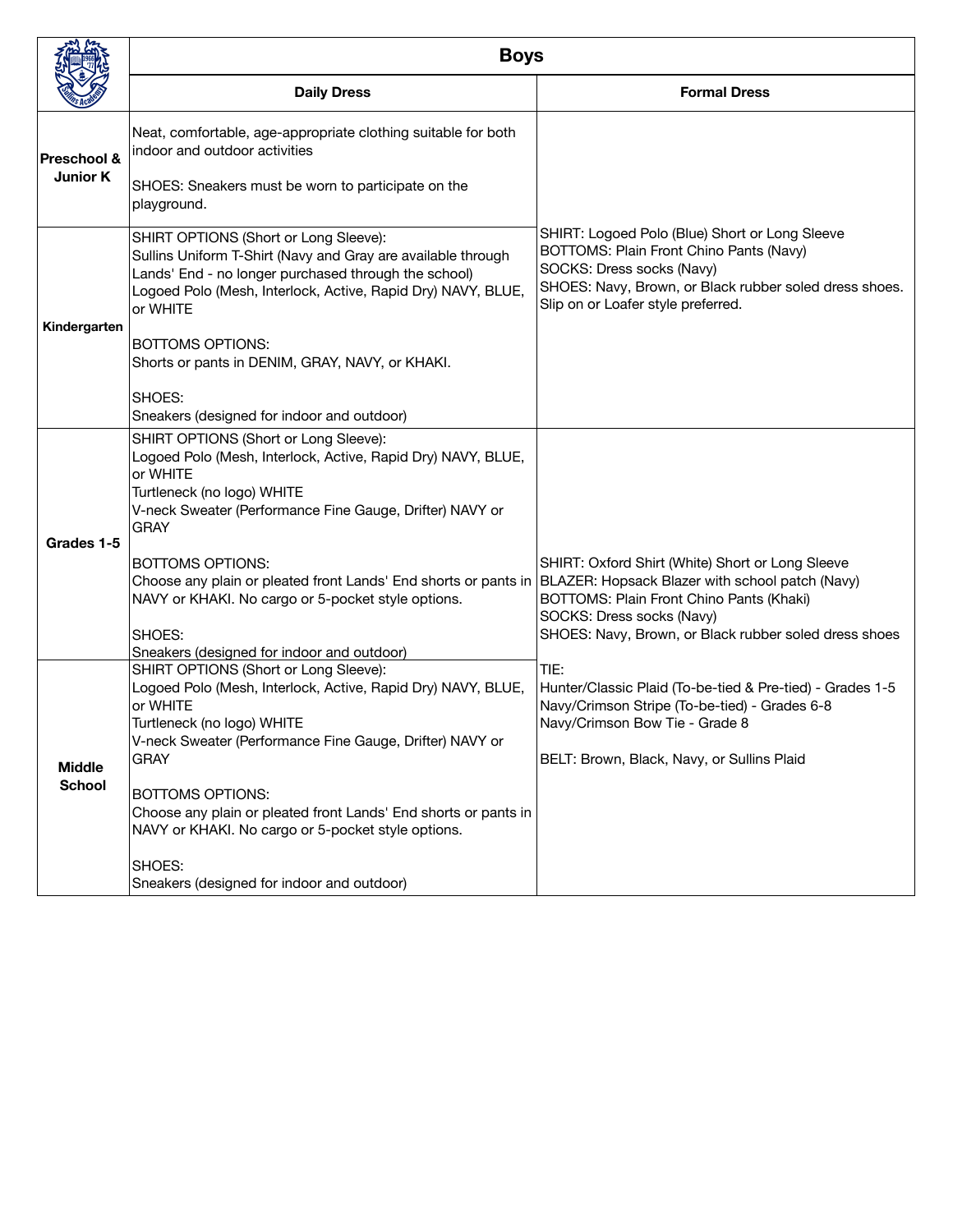| | Boys | |
|---|---|---|
| | **Daily Dress** | **Formal Dress** |
| **Preschool & Junior K** | Neat, comfortable, age-appropriate clothing suitable for both indoor and outdoor activities<br><br>SHOES: Sneakers must be worn to participate on the playground. | SHIRT: Logoed Polo (Blue) Short or Long Sleeve<br>BOTTOMS: Plain Front Chino Pants (Navy)<br>SOCKS: Dress socks (Navy)<br>SHOES: Navy, Brown, or Black rubber soled dress shoes. Slip on or Loafer style preferred. |
| **Kindergarten** | SHIRT OPTIONS (Short or Long Sleeve):<br>Sullins Uniform T-Shirt (Navy and Gray are available through Lands' End - no longer purchased through the school)<br>Logoed Polo (Mesh, Interlock, Active, Rapid Dry) NAVY, BLUE, or WHITE<br><br>BOTTOMS OPTIONS:<br>Shorts or pants in DENIM, GRAY, NAVY, or KHAKI.<br><br>SHOES:<br>Sneakers (designed for indoor and outdoor) | |
| **Grades 1-5** | SHIRT OPTIONS (Short or Long Sleeve):<br>Logoed Polo (Mesh, Interlock, Active, Rapid Dry) NAVY, BLUE, or WHITE<br>Turtleneck (no logo) WHITE<br>V-neck Sweater (Performance Fine Gauge, Drifter) NAVY or GRAY<br><br>BOTTOMS OPTIONS:<br>Choose any plain or pleated front Lands' End shorts or pants in NAVY or KHAKI. No cargo or 5-pocket style options.<br><br>SHOES:<br>Sneakers (designed for indoor and outdoor) | SHIRT: Oxford Shirt (White) Short or Long Sleeve<br>BLAZER: Hopsack Blazer with school patch (Navy)<br>BOTTOMS: Plain Front Chino Pants (Khaki)<br>SOCKS: Dress socks (Navy)<br>SHOES: Navy, Brown, or Black rubber soled dress shoes<br><br>TIE:<br>Hunter/Classic Plaid (To-be-tied & Pre-tied) - Grades 1-5<br>Navy/Crimson Stripe (To-be-tied) - Grades 6-8<br>Navy/Crimson Bow Tie - Grade 8<br><br>BELT: Brown, Black, Navy, or Sullins Plaid |
| **Middle School** | SHIRT OPTIONS (Short or Long Sleeve):<br>Logoed Polo (Mesh, Interlock, Active, Rapid Dry) NAVY, BLUE, or WHITE<br>Turtleneck (no logo) WHITE<br>V-neck Sweater (Performance Fine Gauge, Drifter) NAVY or GRAY<br><br>BOTTOMS OPTIONS:<br>Choose any plain or pleated front Lands' End shorts or pants in NAVY or KHAKI. No cargo or 5-pocket style options.<br><br>SHOES:<br>Sneakers (designed for indoor and outdoor) | |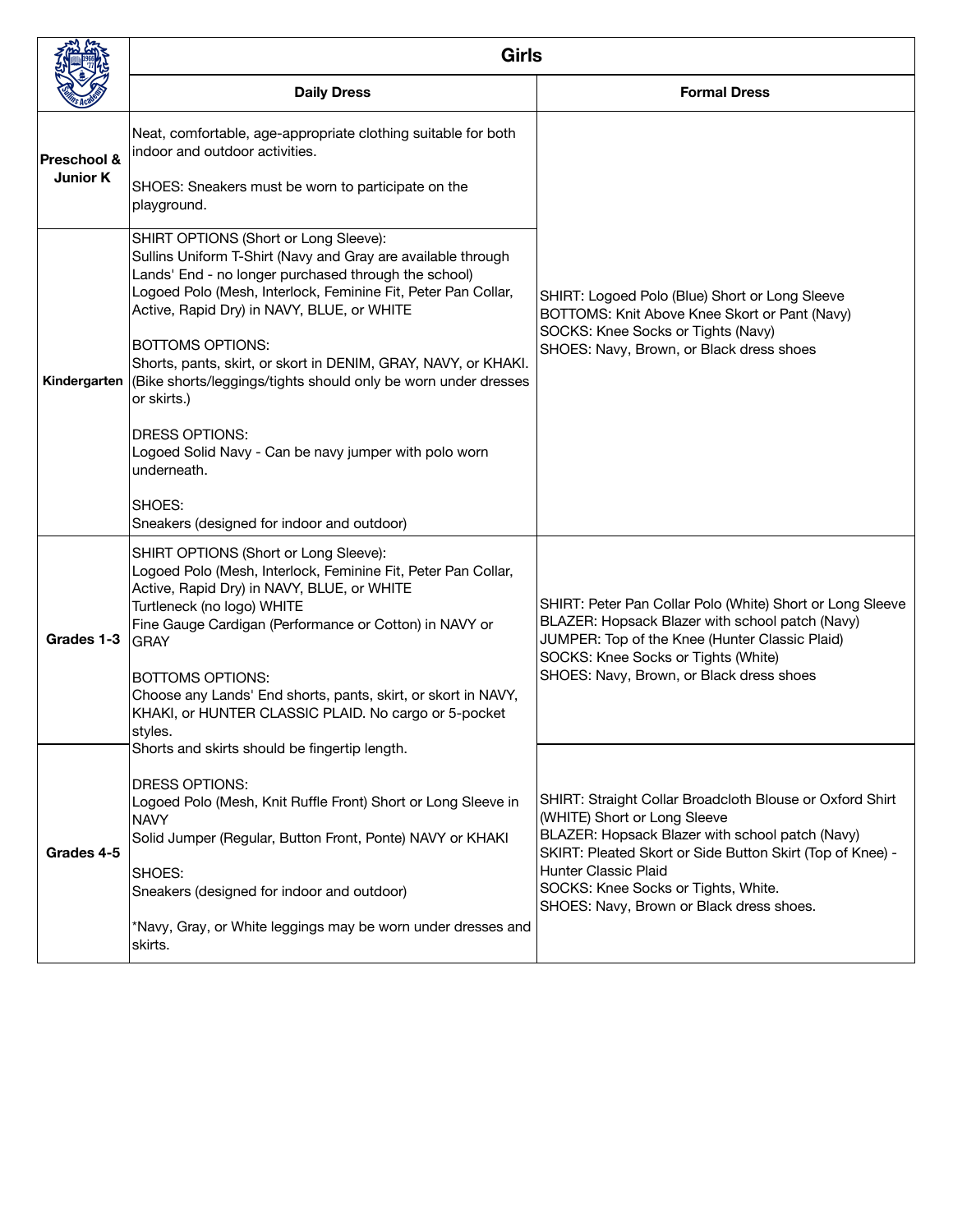| | Girls | |
|---|---|---|
| | **Daily Dress** | **Formal Dress** |
| **Preschool & Junior K** | Neat, comfortable, age-appropriate clothing suitable for both indoor and outdoor activities.<br><br>SHOES: Sneakers must be worn to participate on the playground. | SHIRT: Logoed Polo (Blue) Short or Long Sleeve<br>BOTTOMS: Knit Above Knee Skort or Pant (Navy)<br>SOCKS: Knee Socks or Tights (Navy)<br>SHOES: Navy, Brown, or Black dress shoes |
| **Kindergarten** | SHIRT OPTIONS (Short or Long Sleeve):<br>Sullins Uniform T-Shirt (Navy and Gray are available through Lands' End - no longer purchased through the school)<br>Logoed Polo (Mesh, Interlock, Feminine Fit, Peter Pan Collar, Active, Rapid Dry) in NAVY, BLUE, or WHITE<br><br>BOTTOMS OPTIONS:<br>Shorts, pants, skirt, or skort in DENIM, GRAY, NAVY, or KHAKI. (Bike shorts/leggings/tights should only be worn under dresses or skirts.)<br><br>DRESS OPTIONS:<br>Logoed Solid Navy - Can be navy jumper with polo worn underneath.<br><br>SHOES:<br>Sneakers (designed for indoor and outdoor) | |
| **Grades 1-3** | SHIRT OPTIONS (Short or Long Sleeve):<br>Logoed Polo (Mesh, Interlock, Feminine Fit, Peter Pan Collar, Active, Rapid Dry) in NAVY, BLUE, or WHITE<br>Turtleneck (no logo) WHITE<br>Fine Gauge Cardigan (Performance or Cotton) in NAVY or GRAY<br><br>BOTTOMS OPTIONS:<br>Choose any Lands' End shorts, pants, skirt, or skort in NAVY, KHAKI, or HUNTER CLASSIC PLAID. No cargo or 5-pocket styles. | SHIRT: Peter Pan Collar Polo (White) Short or Long Sleeve<br>BLAZER: Hopsack Blazer with school patch (Navy)<br>JUMPER: Top of the Knee (Hunter Classic Plaid)<br>SOCKS: Knee Socks or Tights (White)<br>SHOES: Navy, Brown, or Black dress shoes |
| **Grades 4-5** | Shorts and skirts should be fingertip length.<br><br>DRESS OPTIONS:<br>Logoed Polo (Mesh, Knit Ruffle Front) Short or Long Sleeve in NAVY<br>Solid Jumper (Regular, Button Front, Ponte) NAVY or KHAKI<br><br>SHOES:<br>Sneakers (designed for indoor and outdoor)<br><br>*Navy, Gray, or White leggings may be worn under dresses and skirts. | SHIRT: Straight Collar Broadcloth Blouse or Oxford Shirt (WHITE) Short or Long Sleeve<br>BLAZER: Hopsack Blazer with school patch (Navy)<br>SKIRT: Pleated Skort or Side Button Skirt (Top of Knee) - Hunter Classic Plaid<br>SOCKS: Knee Socks or Tights, White.<br>SHOES: Navy, Brown or Black dress shoes. |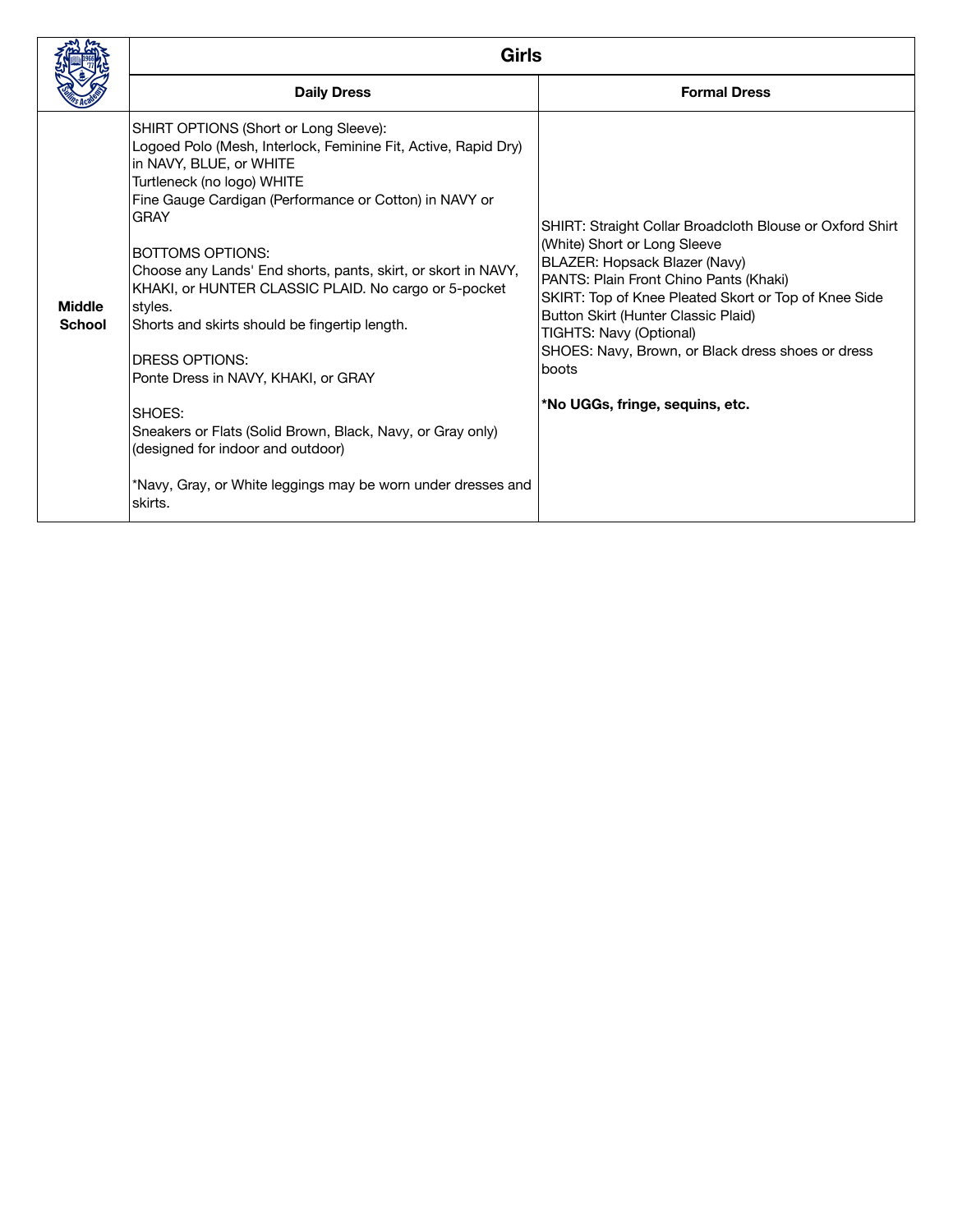| | Girls | |
|---|---|---|
| | **Daily Dress** | **Formal Dress** |
| **Middle School** | SHIRT OPTIONS (Short or Long Sleeve):<br>Logoed Polo (Mesh, Interlock, Feminine Fit, Active, Rapid Dry) in NAVY, BLUE, or WHITE<br>Turtleneck (no logo) WHITE<br>Fine Gauge Cardigan (Performance or Cotton) in NAVY or GRAY<br><br>BOTTOMS OPTIONS:<br>Choose any Lands' End shorts, pants, skirt, or skort in NAVY, KHAKI, or HUNTER CLASSIC PLAID. No cargo or 5-pocket styles.<br>Shorts and skirts should be fingertip length.<br><br>DRESS OPTIONS:<br>Ponte Dress in NAVY, KHAKI, or GRAY<br><br>SHOES:<br>Sneakers or Flats (Solid Brown, Black, Navy, or Gray only) (designed for indoor and outdoor)<br><br>*Navy, Gray, or White leggings may be worn under dresses and skirts. | SHIRT: Straight Collar Broadcloth Blouse or Oxford Shirt (White) Short or Long Sleeve<br>BLAZER: Hopsack Blazer (Navy)<br>PANTS: Plain Front Chino Pants (Khaki)<br>SKIRT: Top of Knee Pleated Skort or Top of Knee Side Button Skirt (Hunter Classic Plaid)<br>TIGHTS: Navy (Optional)<br>SHOES: Navy, Brown, or Black dress shoes or dress boots<br><br>**\*No UGGs, fringe, sequins, etc.** |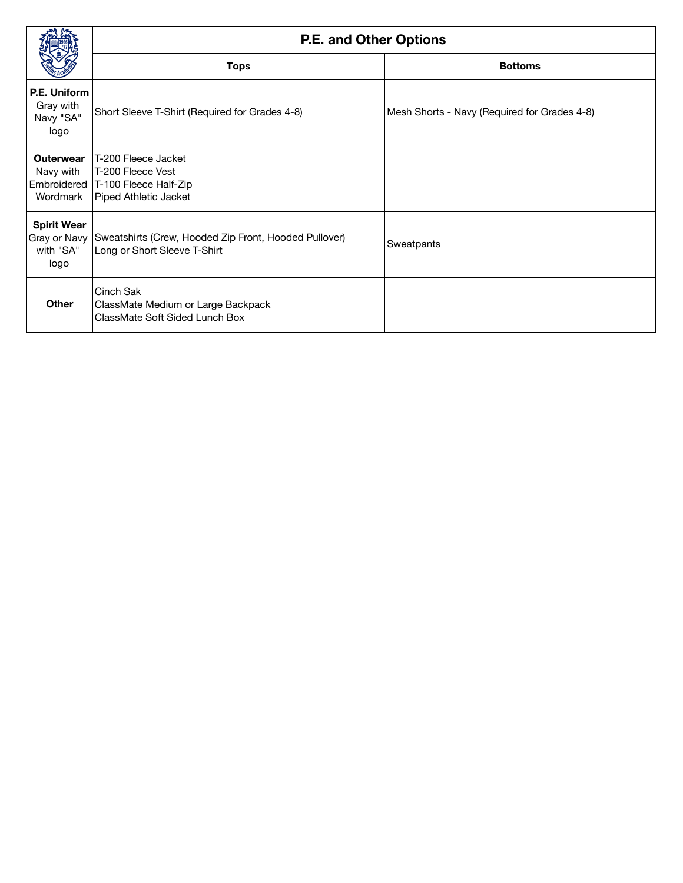| | P.E. and Other Options | |
|---|---|---|
| | **Tops** | **Bottoms** |
| **P.E. Uniform** Gray with Navy "SA" logo | Short Sleeve T-Shirt (Required for Grades 4-8) | Mesh Shorts - Navy (Required for Grades 4-8) |
| **Outerwear** Navy with Embroidered Wordmark | T-200 Fleece Jacket<br>T-200 Fleece Vest<br>T-100 Fleece Half-Zip<br>Piped Athletic Jacket | |
| **Spirit Wear** Gray or Navy with "SA" logo | Sweatshirts (Crew, Hooded Zip Front, Hooded Pullover)<br>Long or Short Sleeve T-Shirt | Sweatpants |
| **Other** | Cinch Sak<br>ClassMate Medium or Large Backpack<br>ClassMate Soft Sided Lunch Box | |